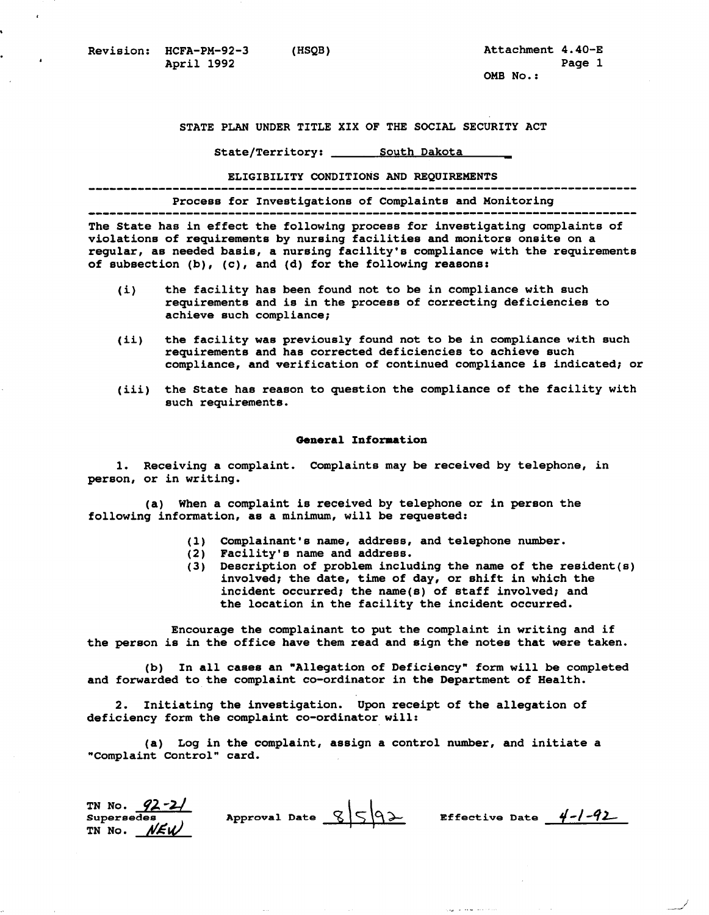Revision: HCFA-PM-92-3 (HSQB)
April 1992

Attachment 4.40-E
Page 1
OMB No.:

STATE PLAN UNDER TITLE XIX OF THE SOCIAL SECURITY ACT

State/Territory: South Dakota

ELIGIBILITY CONDITIONS AND REQUIREMENTS

---

Process for Investigations of Complaints and Monitoring

---

The State has in effect the following process for investigating complaints of violations of requirements by nursing facilities and monitors onsite on a regular, as needed basis, a nursing facility's compliance with the requirements of subsection (b), (c), and (d) for the following reasons:

(i) the facility has been found not to be in compliance with such requirements and is in the process of correcting deficiencies to achieve such compliance;

(ii) the facility was previously found not to be in compliance with such requirements and has corrected deficiencies to achieve such compliance, and verification of continued compliance is indicated; or

(iii) the State has reason to question the compliance of the facility with such requirements.

**General Information**

1. Receiving a complaint. Complaints may be received by telephone, in person, or in writing.

(a) When a complaint is received by telephone or in person the following information, as a minimum, will be requested:

(1) Complainant's name, address, and telephone number.
(2) Facility's name and address.
(3) Description of problem including the name of the resident(s) involved; the date, time of day, or shift in which the incident occurred; the name(s) of staff involved; and the location in the facility the incident occurred.

Encourage the complainant to put the complaint in writing and if the person is in the office have them read and sign the notes that were taken.

(b) In all cases an "Allegation of Deficiency" form will be completed and forwarded to the complaint co-ordinator in the Department of Health.

2. Initiating the investigation. Upon receipt of the allegation of deficiency form the complaint co-ordinator will:

(a) Log in the complaint, assign a control number, and initiate a "Complaint Control" card.

TN No. 92-21
Supersedes
TN No. NEW

Approval Date 8/5/92

Effective Date 4-1-92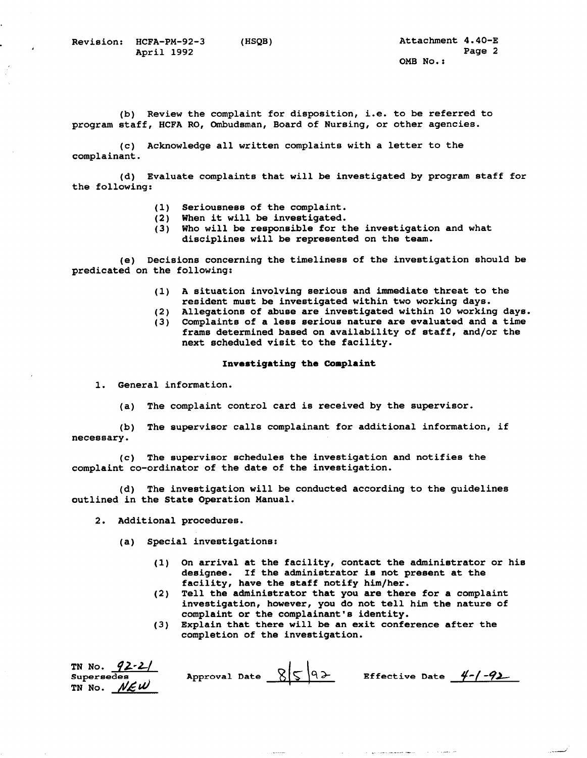(b) Review the complaint for disposition, i.e. to be referred to program staff, HCFA RO, Ombudsman, Board of Nursing, or other agencies.

(c) Acknowledge all written complaints with a letter to the complainant.

(d) Evaluate complaints that will be investigated by program staff for the following:

(1) Seriousness of the complaint.
(2) When it will be investigated.
(3) Who will be responsible for the investigation and what disciplines will be represented on the team.

(e) Decisions concerning the timeliness of the investigation should be predicated on the following:

(1) A situation involving serious and immediate threat to the resident must be investigated within two working days.
(2) Allegations of abuse are investigated within 10 working days.
(3) Complaints of a less serious nature are evaluated and a time frams determined based on availability of staff, and/or the next scheduled visit to the facility.

**Investigating the Complaint**

1. General information.

(a) The complaint control card is received by the supervisor.

(b) The supervisor calls complainant for additional information, if necessary.

(c) The supervisor schedules the investigation and notifies the complaint co-ordinator of the date of the investigation.

(d) The investigation will be conducted according to the guidelines outlined in the State Operation Manual.

2. Additional procedures.

(a) Special investigations:

(1) On arrival at the facility, contact the administrator or his designee. If the administrator is not present at the facility, have the staff notify him/her.
(2) Tell the administrator that you are there for a complaint investigation, however, you do not tell him the nature of complaint or the complainant's identity.
(3) Explain that there will be an exit conference after the completion of the investigation.

TN No. 92-21
Supersedes
TN No. NEW

Approval Date 8/5/92

Effective Date 4-1-92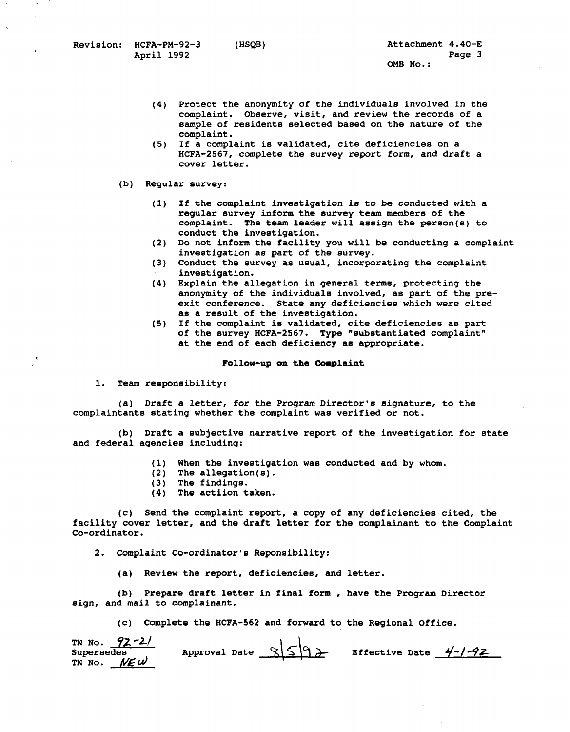(4) Protect the anonymity of the individuals involved in the complaint. Observe, visit, and review the records of a sample of residents selected based on the nature of the complaint.

(5) If a complaint is validated, cite deficiencies on a HCFA-2567, complete the survey report form, and draft a cover letter.

(b) Regular survey:

(1) If the complaint investigation is to be conducted with a regular survey inform the survey team members of the complaint. The team leader will assign the person(s) to conduct the investigation.

(2) Do not inform the facility you will be conducting a complaint investigation as part of the survey.

(3) Conduct the survey as usual, incorporating the complaint investigation.

(4) Explain the allegation in general terms, protecting the anonymity of the individuals involved, as part of the pre-exit conference. State any deficiencies which were cited as a result of the investigation.

(5) If the complaint is validated, cite deficiencies as part of the survey HCFA-2567. Type "substantiated complaint" at the end of each deficiency as appropriate.

**Follow-up on the Complaint**

1. Team responsibility:

(a) Draft a letter, for the Program Director's signature, to the complaintants stating whether the complaint was verified or not.

(b) Draft a subjective narrative report of the investigation for state and federal agencies including:

(1) When the investigation was conducted and by whom.
(2) The allegation(s).
(3) The findings.
(4) The actiion taken.

(c) Send the complaint report, a copy of any deficiencies cited, the facility cover letter, and the draft letter for the complainant to the Complaint Co-ordinator.

2. Complaint Co-ordinator's Reponsibility:

(a) Review the report, deficiencies, and letter.

(b) Prepare draft letter in final form , have the Program Director sign, and mail to complainant.

(c) Complete the HCFA-562 and forward to the Regional Office.

TN No. 92-21 Supersedes TN No. NEW  Approval Date 8/5/92  Effective Date 4-1-92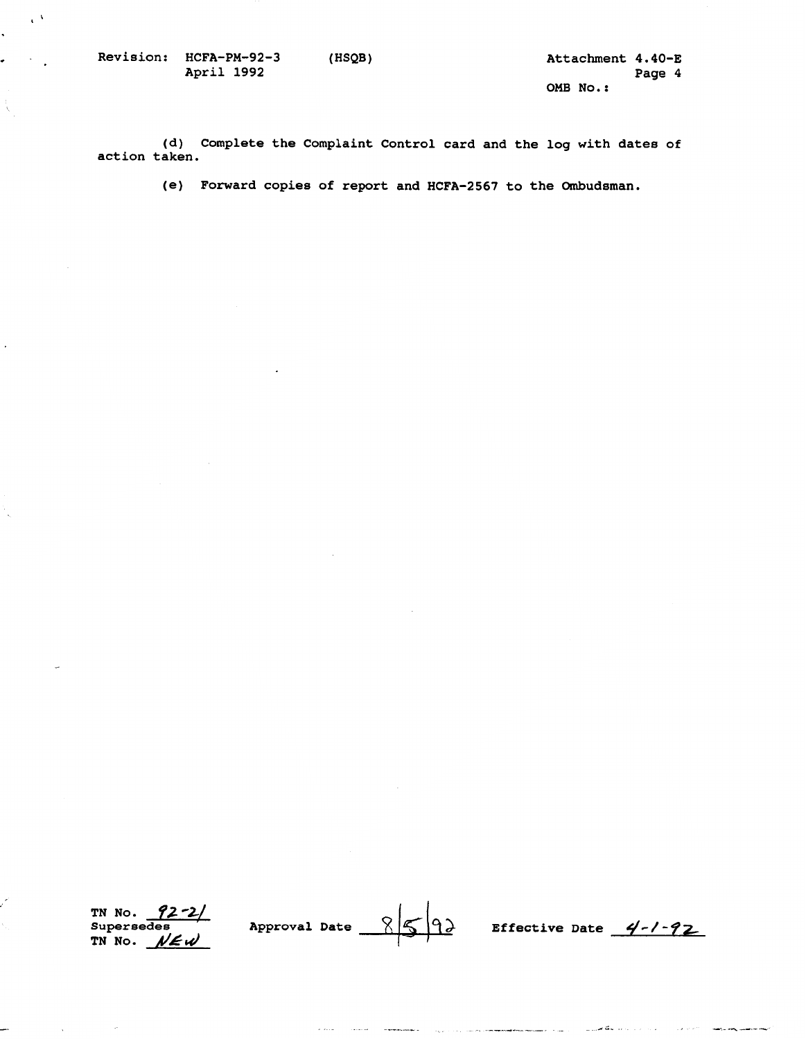(d) Complete the Complaint Control card and the log with dates of action taken.

(e) Forward copies of report and HCFA-2567 to the Ombudsman.

TN No. 92-21
Supersedes
TN No. NEW

Approval Date 8/5/92

Effective Date 4-1-92